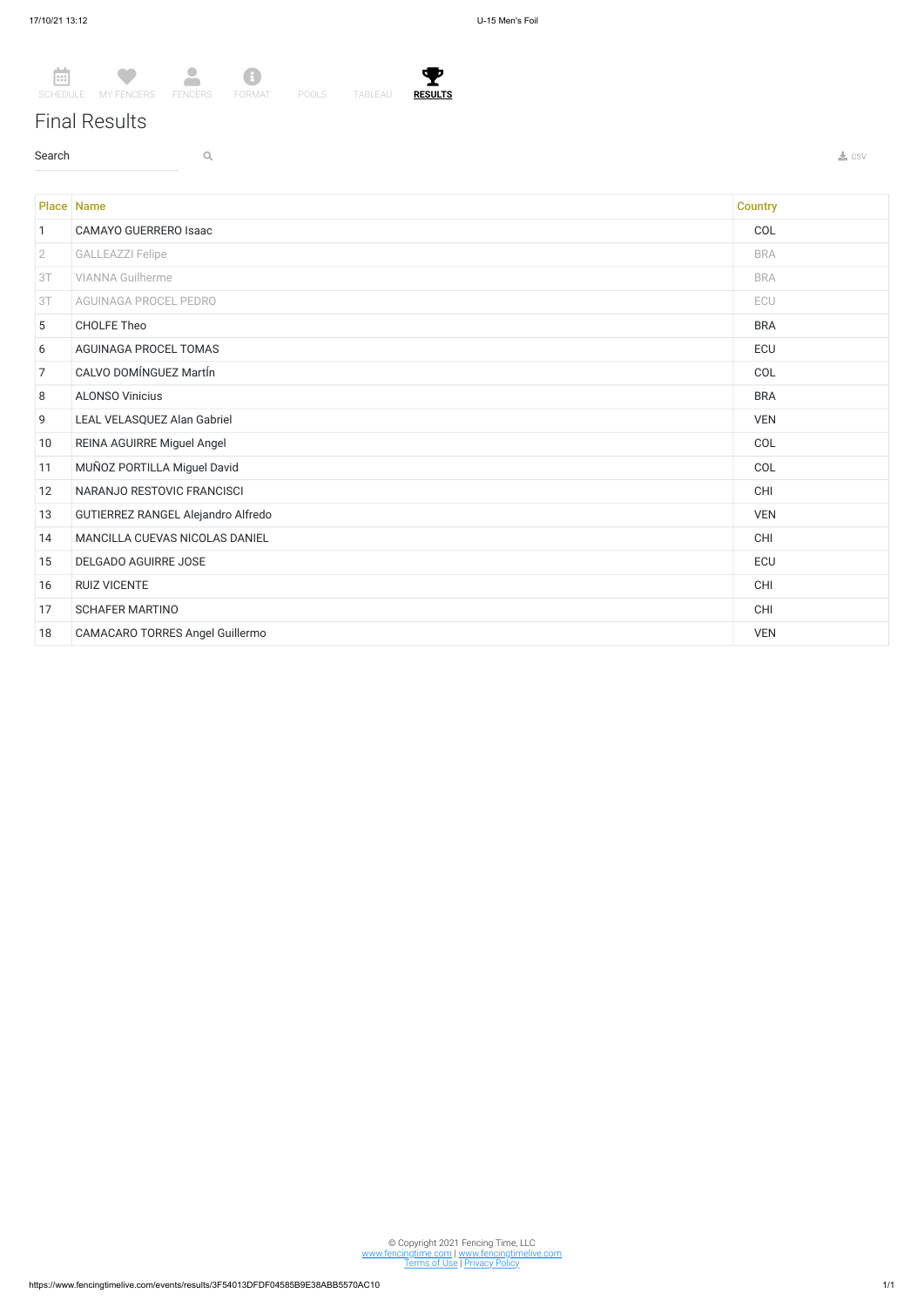SCHEDULE MY FENCERS FENCERS FORMAT POOLS TABLEAU **RESULTS**

# Final Results

Search

CSV

| Place | Name | Country |
|---|---|---|
| 1 | CAMAYO GUERRERO Isaac | COL |
| 2 | GALLEAZZI Felipe | BRA |
| 3T | VIANNA Guilherme | BRA |
| 3T | AGUINAGA PROCEL PEDRO | ECU |
| 5 | CHOLFE Theo | BRA |
| 6 | AGUINAGA PROCEL TOMAS | ECU |
| 7 | CALVO DOMÍNGUEZ MartÍn | COL |
| 8 | ALONSO Vinicius | BRA |
| 9 | LEAL VELASQUEZ Alan Gabriel | VEN |
| 10 | REINA AGUIRRE Miguel Angel | COL |
| 11 | MUÑOZ PORTILLA Miguel David | COL |
| 12 | NARANJO RESTOVIC FRANCISCI | CHI |
| 13 | GUTIERREZ RANGEL Alejandro Alfredo | VEN |
| 14 | MANCILLA CUEVAS NICOLAS DANIEL | CHI |
| 15 | DELGADO AGUIRRE JOSE | ECU |
| 16 | RUIZ VICENTE | CHI |
| 17 | SCHAFER MARTINO | CHI |
| 18 | CAMACARO TORRES Angel Guillermo | VEN |

© Copyright 2021 Fencing Time, LLC
www.fencingtime.com | www.fencingtimelive.com
Terms of Use | Privacy Policy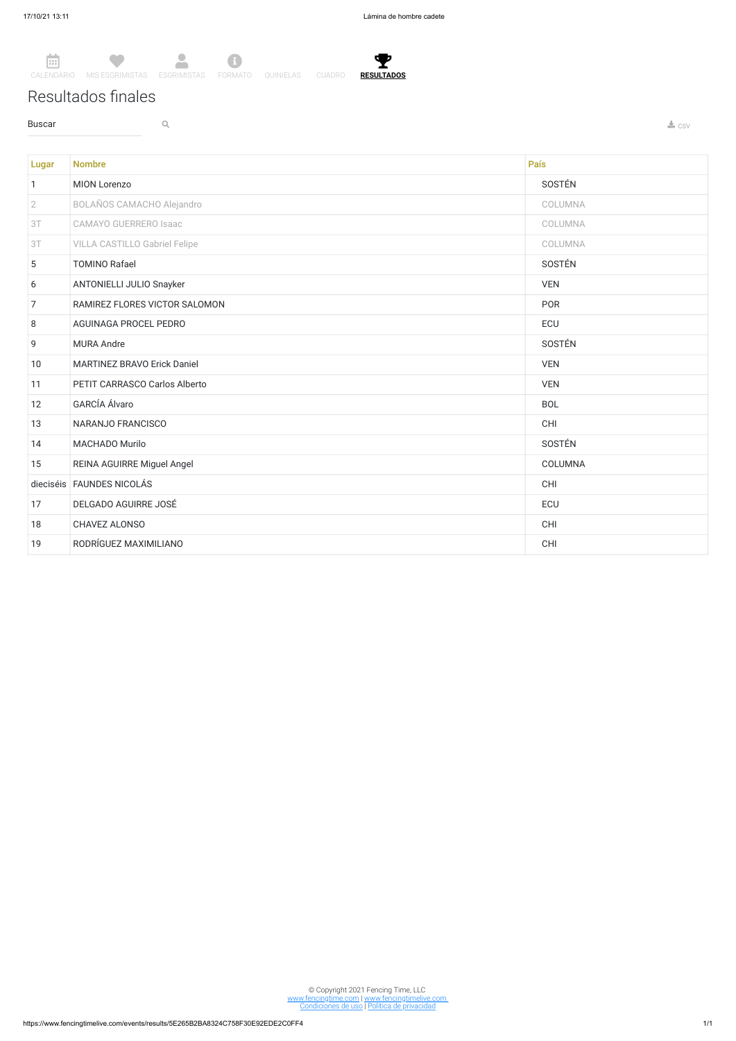CALENDARIO MIS ESGRIMISTAS ESGRIMISTAS FORMATO QUINIELAS CUADRO **RESULTADOS**

# Resultados finales

Buscar

CSV

| Lugar | Nombre | País |
|---|---|---|
| 1 | MION Lorenzo | SOSTÉN |
| 2 | BOLAÑOS CAMACHO Alejandro | COLUMNA |
| 3T | CAMAYO GUERRERO Isaac | COLUMNA |
| 3T | VILLA CASTILLO Gabriel Felipe | COLUMNA |
| 5 | TOMINO Rafael | SOSTÉN |
| 6 | ANTONIELLI JULIO Snayker | VEN |
| 7 | RAMIREZ FLORES VICTOR SALOMON | POR |
| 8 | AGUINAGA PROCEL PEDRO | ECU |
| 9 | MURA Andre | SOSTÉN |
| 10 | MARTINEZ BRAVO Erick Daniel | VEN |
| 11 | PETIT CARRASCO Carlos Alberto | VEN |
| 12 | GARCÍA Álvaro | BOL |
| 13 | NARANJO FRANCISCO | CHI |
| 14 | MACHADO Murilo | SOSTÉN |
| 15 | REINA AGUIRRE Miguel Angel | COLUMNA |
| dieciséis | FAUNDES NICOLÁS | CHI |
| 17 | DELGADO AGUIRRE JOSÉ | ECU |
| 18 | CHAVEZ ALONSO | CHI |
| 19 | RODRÍGUEZ MAXIMILIANO | CHI |

© Copyright 2021 Fencing Time, LLC
www.fencingtime.com | www.fencingtimelive.com
Condiciones de uso | Política de privacidad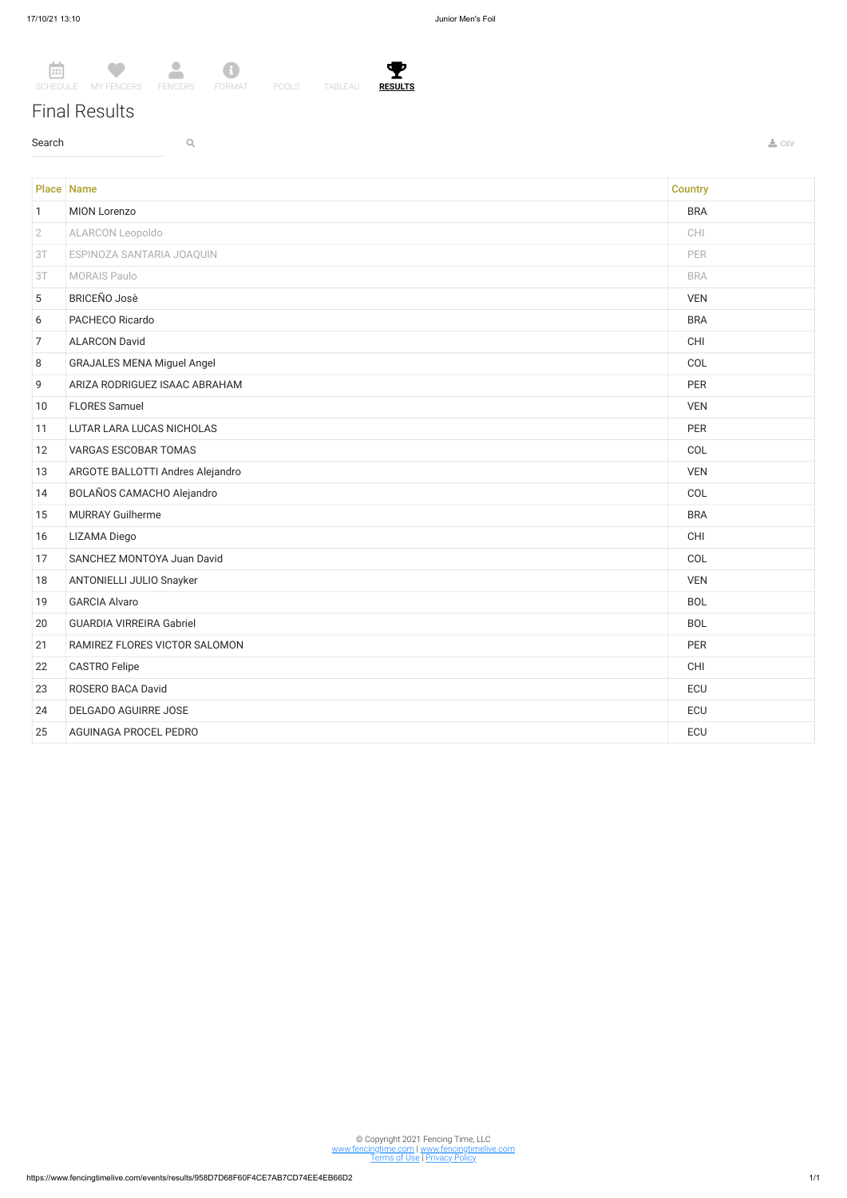SCHEDULE MY FENCERS FENCERS FORMAT POOLS TABLEAU **RESULTS**

# Final Results

Search

CSV

| Place | Name | Country |
|---|---|---|
| 1 | MION Lorenzo | BRA |
| 2 | ALARCON Leopoldo | CHI |
| 3T | ESPINOZA SANTARIA JOAQUIN | PER |
| 3T | MORAIS Paulo | BRA |
| 5 | BRICEÑO Josè | VEN |
| 6 | PACHECO Ricardo | BRA |
| 7 | ALARCON David | CHI |
| 8 | GRAJALES MENA Miguel Angel | COL |
| 9 | ARIZA RODRIGUEZ ISAAC ABRAHAM | PER |
| 10 | FLORES Samuel | VEN |
| 11 | LUTAR LARA LUCAS NICHOLAS | PER |
| 12 | VARGAS ESCOBAR TOMAS | COL |
| 13 | ARGOTE BALLOTTI Andres Alejandro | VEN |
| 14 | BOLAÑOS CAMACHO Alejandro | COL |
| 15 | MURRAY Guilherme | BRA |
| 16 | LIZAMA Diego | CHI |
| 17 | SANCHEZ MONTOYA Juan David | COL |
| 18 | ANTONIELLI JULIO Snayker | VEN |
| 19 | GARCIA Alvaro | BOL |
| 20 | GUARDIA VIRREIRA Gabriel | BOL |
| 21 | RAMIREZ FLORES VICTOR SALOMON | PER |
| 22 | CASTRO Felipe | CHI |
| 23 | ROSERO BACA David | ECU |
| 24 | DELGADO AGUIRRE JOSE | ECU |
| 25 | AGUINAGA PROCEL PEDRO | ECU |

© Copyright 2021 Fencing Time, LLC
www.fencingtime.com | www.fencingtimelive.com
Terms of Use | Privacy Policy